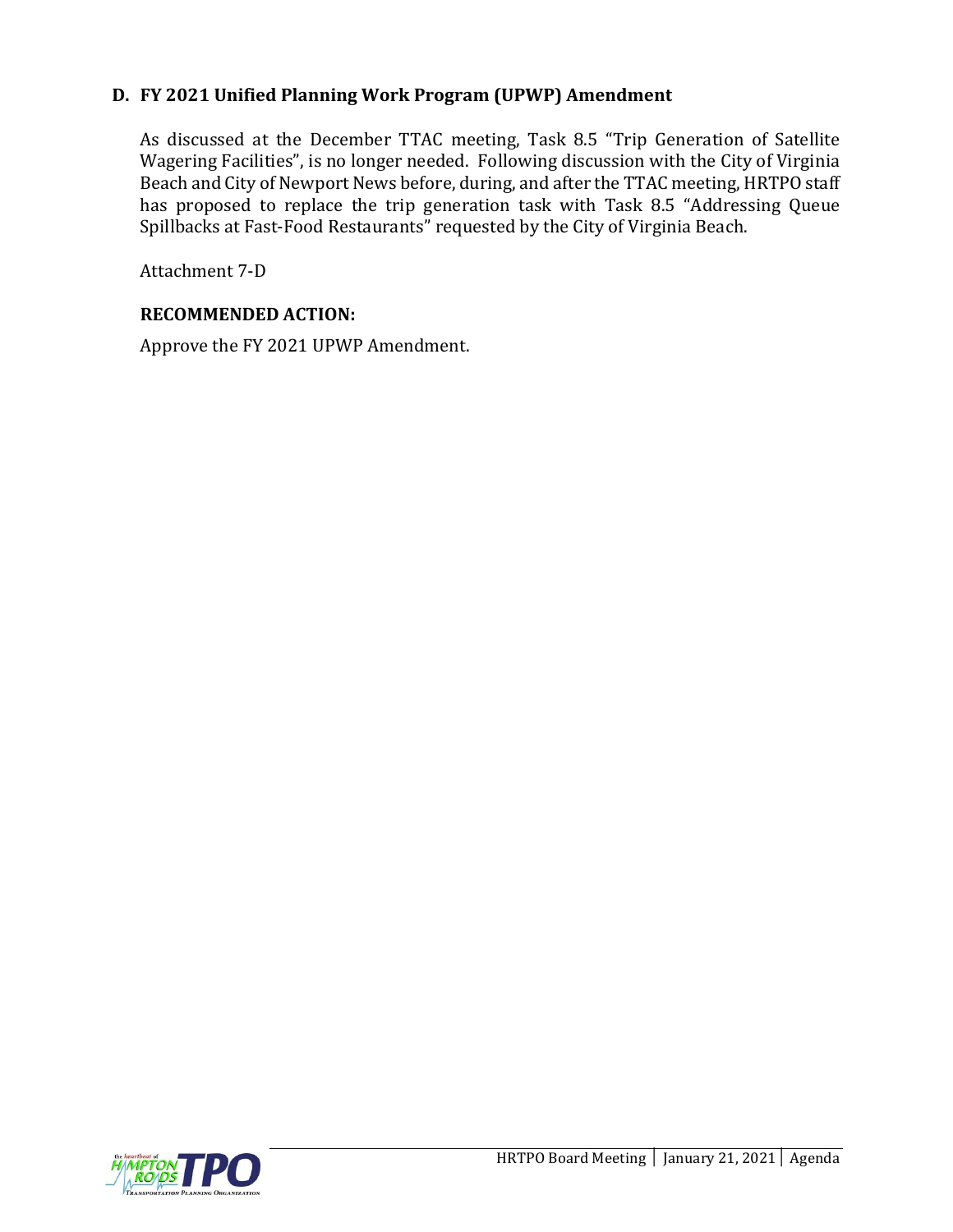## D. FY 2021 Unified Planning Work Program (UPWP) Amendment

As discussed at the December TTAC meeting, Task 8.5 "Trip Generation of Satellite Wagering Facilities", is no longer needed. Following discussion with the City of Virginia Beach and City of Newport News before, during, and after the TTAC meeting, HRTPO staff has proposed to replace the trip generation task with Task 8.5 "Addressing Queue Spillbacks at Fast-Food Restaurants" requested by the City of Virginia Beach.

Attachment 7-D

**RECOMMENDED ACTION:**

Approve the FY 2021 UPWP Amendment.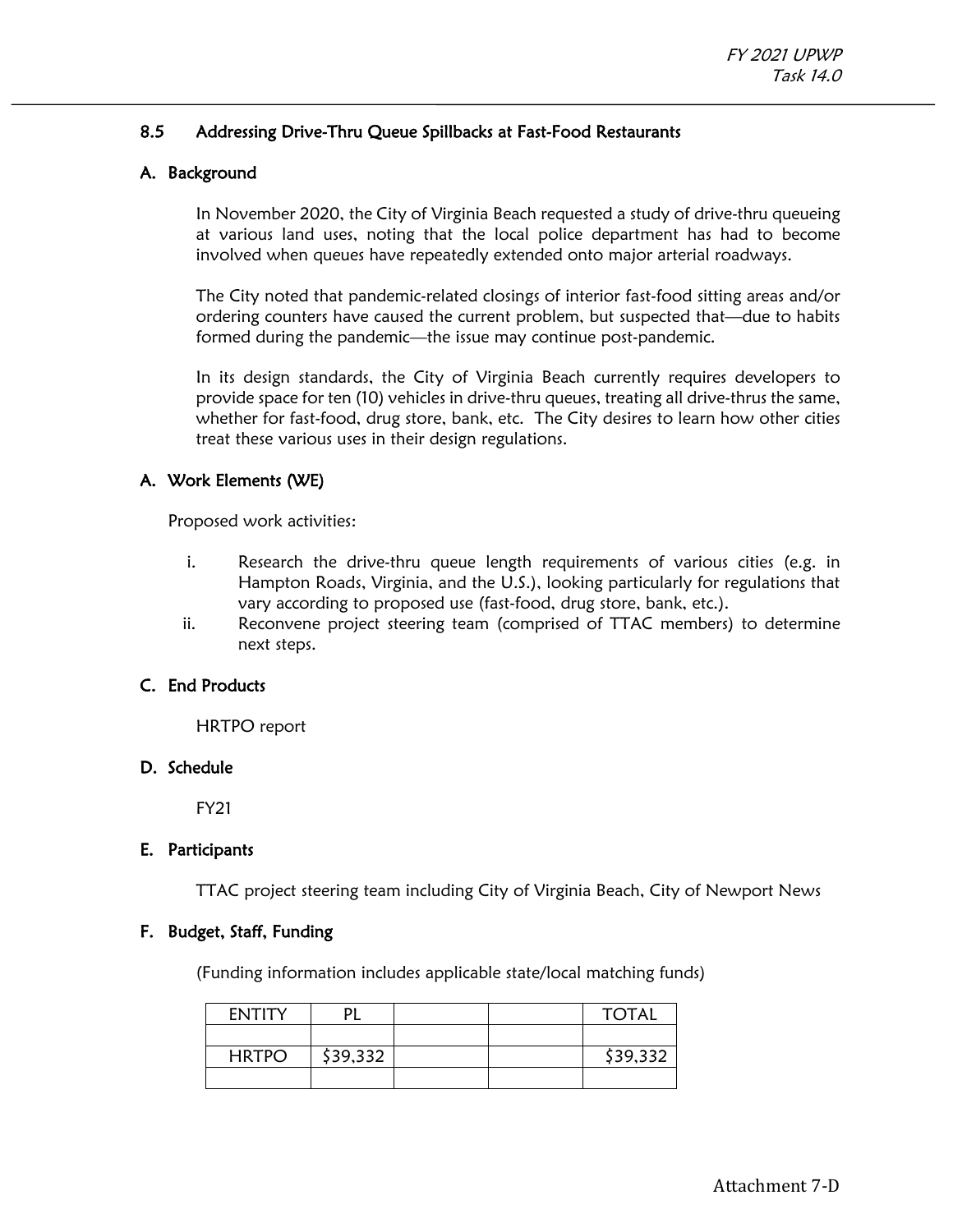## 8.5 Addressing Drive-Thru Queue Spillbacks at Fast-Food Restaurants

### A. Background

In November 2020, the City of Virginia Beach requested a study of drive-thru queueing at various land uses, noting that the local police department has had to become involved when queues have repeatedly extended onto major arterial roadways.

The City noted that pandemic-related closings of interior fast-food sitting areas and/or ordering counters have caused the current problem, but suspected that—due to habits formed during the pandemic—the issue may continue post-pandemic.

In its design standards, the City of Virginia Beach currently requires developers to provide space for ten (10) vehicles in drive-thru queues, treating all drive-thrus the same, whether for fast-food, drug store, bank, etc. The City desires to learn how other cities treat these various uses in their design regulations.

### A. Work Elements (WE)

Proposed work activities:

- i. Research the drive-thru queue length requirements of various cities (e.g. in Hampton Roads, Virginia, and the U.S.), looking particularly for regulations that vary according to proposed use (fast-food, drug store, bank, etc.).
- ii. Reconvene project steering team (comprised of TTAC members) to determine next steps.

### C. End Products

HRTPO report

### D. Schedule

FY21

### E. Participants

TTAC project steering team including City of Virginia Beach, City of Newport News

### F. Budget, Staff, Funding

(Funding information includes applicable state/local matching funds)

| ENTITY | PL | | | TOTAL |
|---|---|---|---|---|
| | | | | |
| HRTPO | $39,332 | | | $39,332 |
| | | | | |